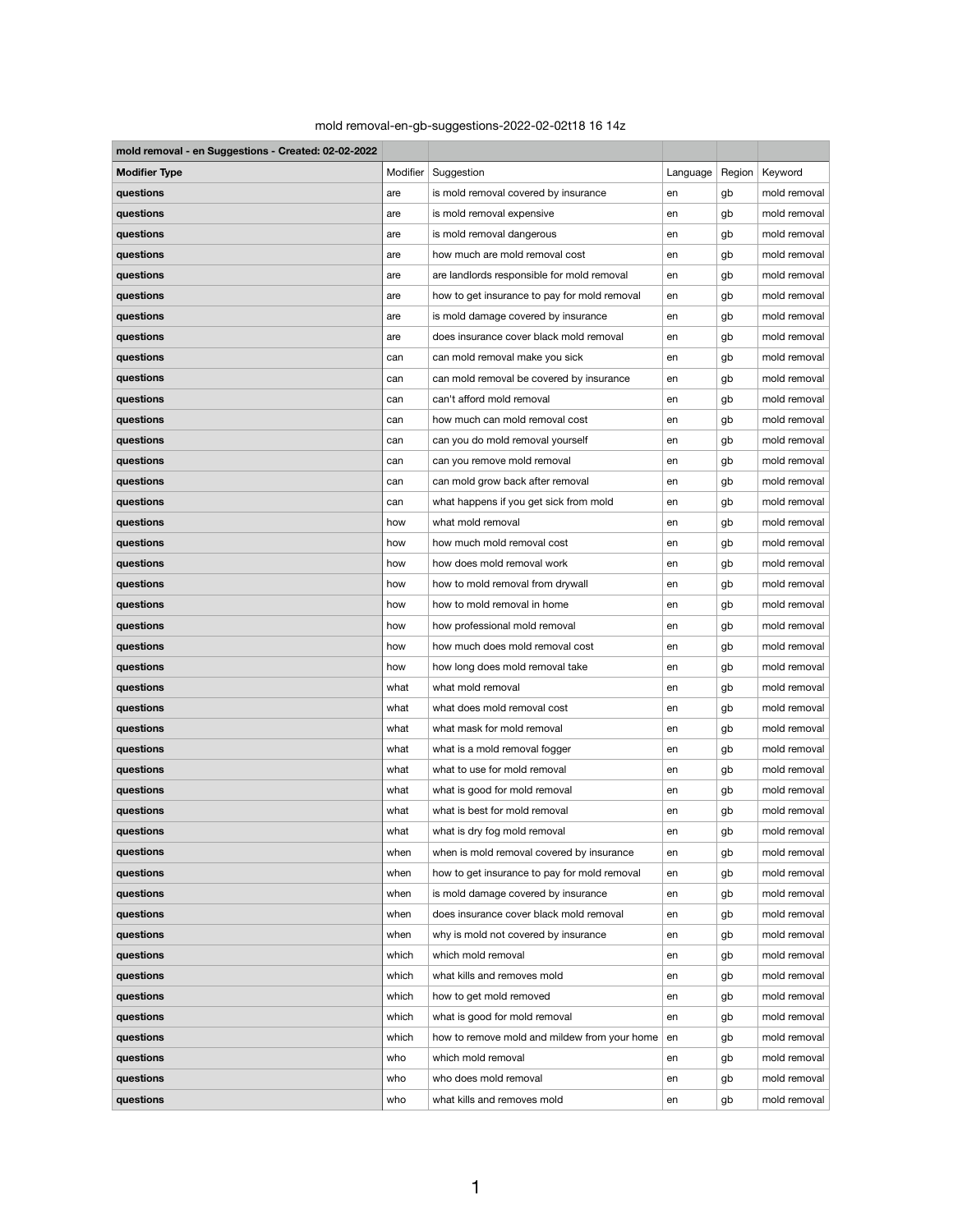mold removal-en-gb-suggestions-2022-02-02t18 16 14z

| mold removal - en Suggestions - Created: 02-02-2022 | | | | | |
|---|---|---|---|---|---|
| **Modifier Type** | Modifier | Suggestion | Language | Region | Keyword |
| **questions** | are | is mold removal covered by insurance | en | gb | mold removal |
| **questions** | are | is mold removal expensive | en | gb | mold removal |
| **questions** | are | is mold removal dangerous | en | gb | mold removal |
| **questions** | are | how much are mold removal cost | en | gb | mold removal |
| **questions** | are | are landlords responsible for mold removal | en | gb | mold removal |
| **questions** | are | how to get insurance to pay for mold removal | en | gb | mold removal |
| **questions** | are | is mold damage covered by insurance | en | gb | mold removal |
| **questions** | are | does insurance cover black mold removal | en | gb | mold removal |
| **questions** | can | can mold removal make you sick | en | gb | mold removal |
| **questions** | can | can mold removal be covered by insurance | en | gb | mold removal |
| **questions** | can | can't afford mold removal | en | gb | mold removal |
| **questions** | can | how much can mold removal cost | en | gb | mold removal |
| **questions** | can | can you do mold removal yourself | en | gb | mold removal |
| **questions** | can | can you remove mold removal | en | gb | mold removal |
| **questions** | can | can mold grow back after removal | en | gb | mold removal |
| **questions** | can | what happens if you get sick from mold | en | gb | mold removal |
| **questions** | how | what mold removal | en | gb | mold removal |
| **questions** | how | how much mold removal cost | en | gb | mold removal |
| **questions** | how | how does mold removal work | en | gb | mold removal |
| **questions** | how | how to mold removal from drywall | en | gb | mold removal |
| **questions** | how | how to mold removal in home | en | gb | mold removal |
| **questions** | how | how professional mold removal | en | gb | mold removal |
| **questions** | how | how much does mold removal cost | en | gb | mold removal |
| **questions** | how | how long does mold removal take | en | gb | mold removal |
| **questions** | what | what mold removal | en | gb | mold removal |
| **questions** | what | what does mold removal cost | en | gb | mold removal |
| **questions** | what | what mask for mold removal | en | gb | mold removal |
| **questions** | what | what is a mold removal fogger | en | gb | mold removal |
| **questions** | what | what to use for mold removal | en | gb | mold removal |
| **questions** | what | what is good for mold removal | en | gb | mold removal |
| **questions** | what | what is best for mold removal | en | gb | mold removal |
| **questions** | what | what is dry fog mold removal | en | gb | mold removal |
| **questions** | when | when is mold removal covered by insurance | en | gb | mold removal |
| **questions** | when | how to get insurance to pay for mold removal | en | gb | mold removal |
| **questions** | when | is mold damage covered by insurance | en | gb | mold removal |
| **questions** | when | does insurance cover black mold removal | en | gb | mold removal |
| **questions** | when | why is mold not covered by insurance | en | gb | mold removal |
| **questions** | which | which mold removal | en | gb | mold removal |
| **questions** | which | what kills and removes mold | en | gb | mold removal |
| **questions** | which | how to get mold removed | en | gb | mold removal |
| **questions** | which | what is good for mold removal | en | gb | mold removal |
| **questions** | which | how to remove mold and mildew from your home | en | gb | mold removal |
| **questions** | who | which mold removal | en | gb | mold removal |
| **questions** | who | who does mold removal | en | gb | mold removal |
| **questions** | who | what kills and removes mold | en | gb | mold removal |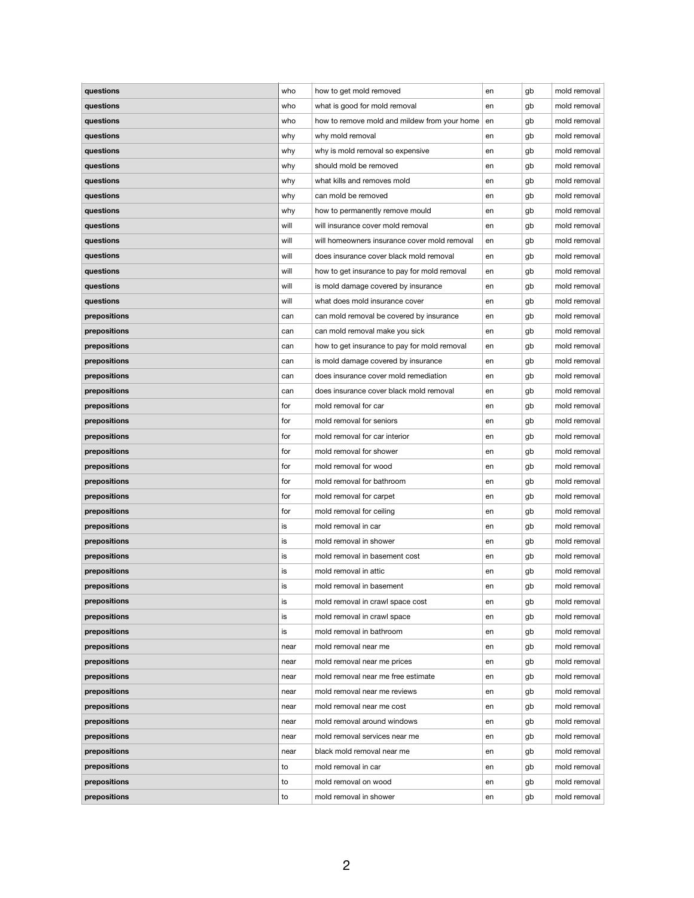| | | | | | |
|---|---|---|---|---|---|
| **questions** | who | how to get mold removed | en | gb | mold removal |
| **questions** | who | what is good for mold removal | en | gb | mold removal |
| **questions** | who | how to remove mold and mildew from your home | en | gb | mold removal |
| **questions** | why | why mold removal | en | gb | mold removal |
| **questions** | why | why is mold removal so expensive | en | gb | mold removal |
| **questions** | why | should mold be removed | en | gb | mold removal |
| **questions** | why | what kills and removes mold | en | gb | mold removal |
| **questions** | why | can mold be removed | en | gb | mold removal |
| **questions** | why | how to permanently remove mould | en | gb | mold removal |
| **questions** | will | will insurance cover mold removal | en | gb | mold removal |
| **questions** | will | will homeowners insurance cover mold removal | en | gb | mold removal |
| **questions** | will | does insurance cover black mold removal | en | gb | mold removal |
| **questions** | will | how to get insurance to pay for mold removal | en | gb | mold removal |
| **questions** | will | is mold damage covered by insurance | en | gb | mold removal |
| **questions** | will | what does mold insurance cover | en | gb | mold removal |
| **prepositions** | can | can mold removal be covered by insurance | en | gb | mold removal |
| **prepositions** | can | can mold removal make you sick | en | gb | mold removal |
| **prepositions** | can | how to get insurance to pay for mold removal | en | gb | mold removal |
| **prepositions** | can | is mold damage covered by insurance | en | gb | mold removal |
| **prepositions** | can | does insurance cover mold remediation | en | gb | mold removal |
| **prepositions** | can | does insurance cover black mold removal | en | gb | mold removal |
| **prepositions** | for | mold removal for car | en | gb | mold removal |
| **prepositions** | for | mold removal for seniors | en | gb | mold removal |
| **prepositions** | for | mold removal for car interior | en | gb | mold removal |
| **prepositions** | for | mold removal for shower | en | gb | mold removal |
| **prepositions** | for | mold removal for wood | en | gb | mold removal |
| **prepositions** | for | mold removal for bathroom | en | gb | mold removal |
| **prepositions** | for | mold removal for carpet | en | gb | mold removal |
| **prepositions** | for | mold removal for ceiling | en | gb | mold removal |
| **prepositions** | is | mold removal in car | en | gb | mold removal |
| **prepositions** | is | mold removal in shower | en | gb | mold removal |
| **prepositions** | is | mold removal in basement cost | en | gb | mold removal |
| **prepositions** | is | mold removal in attic | en | gb | mold removal |
| **prepositions** | is | mold removal in basement | en | gb | mold removal |
| **prepositions** | is | mold removal in crawl space cost | en | gb | mold removal |
| **prepositions** | is | mold removal in crawl space | en | gb | mold removal |
| **prepositions** | is | mold removal in bathroom | en | gb | mold removal |
| **prepositions** | near | mold removal near me | en | gb | mold removal |
| **prepositions** | near | mold removal near me prices | en | gb | mold removal |
| **prepositions** | near | mold removal near me free estimate | en | gb | mold removal |
| **prepositions** | near | mold removal near me reviews | en | gb | mold removal |
| **prepositions** | near | mold removal near me cost | en | gb | mold removal |
| **prepositions** | near | mold removal around windows | en | gb | mold removal |
| **prepositions** | near | mold removal services near me | en | gb | mold removal |
| **prepositions** | near | black mold removal near me | en | gb | mold removal |
| **prepositions** | to | mold removal in car | en | gb | mold removal |
| **prepositions** | to | mold removal on wood | en | gb | mold removal |
| **prepositions** | to | mold removal in shower | en | gb | mold removal |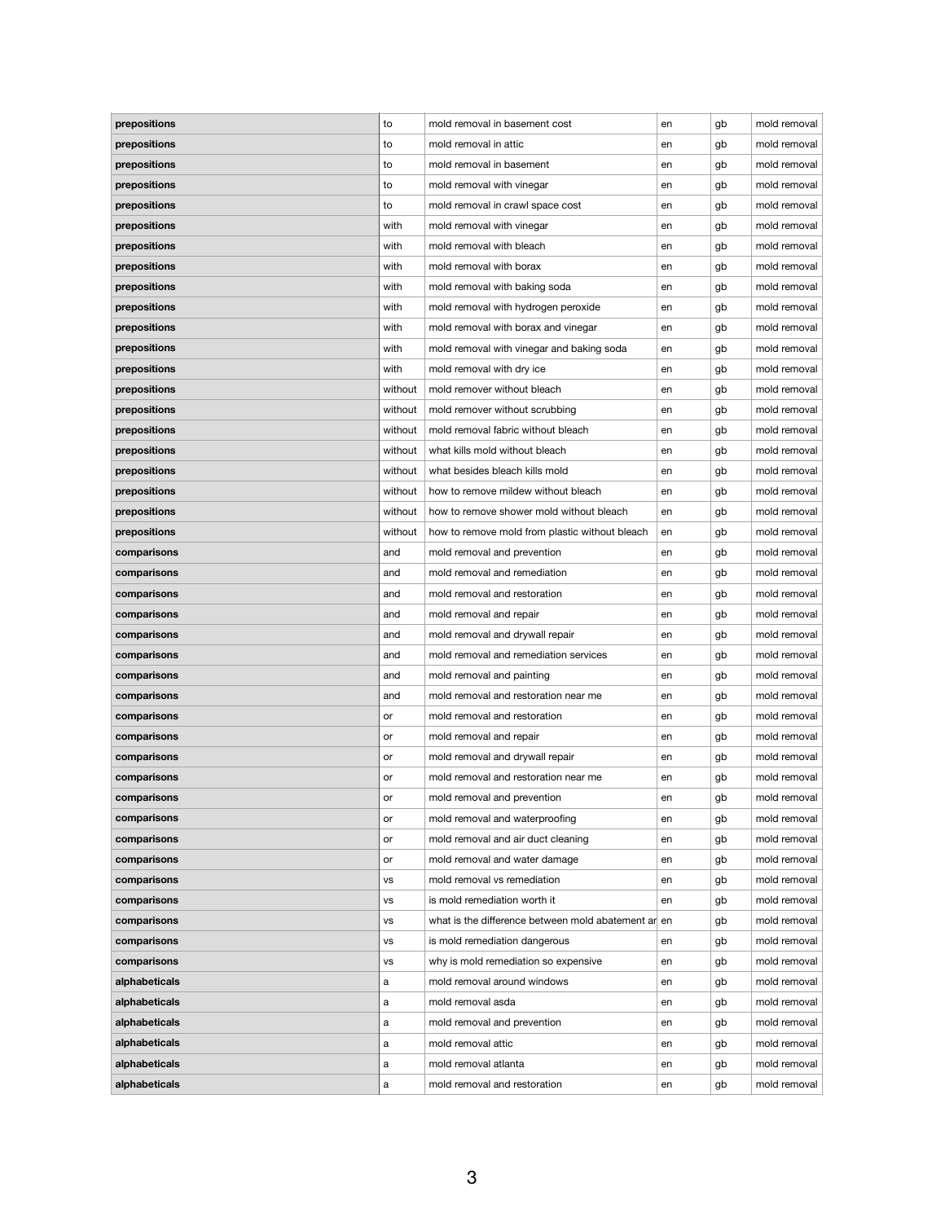| | | | | | |
|---|---|---|---|---|---|
| **prepositions** | to | mold removal in basement cost | en | gb | mold removal |
| **prepositions** | to | mold removal in attic | en | gb | mold removal |
| **prepositions** | to | mold removal in basement | en | gb | mold removal |
| **prepositions** | to | mold removal with vinegar | en | gb | mold removal |
| **prepositions** | to | mold removal in crawl space cost | en | gb | mold removal |
| **prepositions** | with | mold removal with vinegar | en | gb | mold removal |
| **prepositions** | with | mold removal with bleach | en | gb | mold removal |
| **prepositions** | with | mold removal with borax | en | gb | mold removal |
| **prepositions** | with | mold removal with baking soda | en | gb | mold removal |
| **prepositions** | with | mold removal with hydrogen peroxide | en | gb | mold removal |
| **prepositions** | with | mold removal with borax and vinegar | en | gb | mold removal |
| **prepositions** | with | mold removal with vinegar and baking soda | en | gb | mold removal |
| **prepositions** | with | mold removal with dry ice | en | gb | mold removal |
| **prepositions** | without | mold remover without bleach | en | gb | mold removal |
| **prepositions** | without | mold remover without scrubbing | en | gb | mold removal |
| **prepositions** | without | mold removal fabric without bleach | en | gb | mold removal |
| **prepositions** | without | what kills mold without bleach | en | gb | mold removal |
| **prepositions** | without | what besides bleach kills mold | en | gb | mold removal |
| **prepositions** | without | how to remove mildew without bleach | en | gb | mold removal |
| **prepositions** | without | how to remove shower mold without bleach | en | gb | mold removal |
| **prepositions** | without | how to remove mold from plastic without bleach | en | gb | mold removal |
| **comparisons** | and | mold removal and prevention | en | gb | mold removal |
| **comparisons** | and | mold removal and remediation | en | gb | mold removal |
| **comparisons** | and | mold removal and restoration | en | gb | mold removal |
| **comparisons** | and | mold removal and repair | en | gb | mold removal |
| **comparisons** | and | mold removal and drywall repair | en | gb | mold removal |
| **comparisons** | and | mold removal and remediation services | en | gb | mold removal |
| **comparisons** | and | mold removal and painting | en | gb | mold removal |
| **comparisons** | and | mold removal and restoration near me | en | gb | mold removal |
| **comparisons** | or | mold removal and restoration | en | gb | mold removal |
| **comparisons** | or | mold removal and repair | en | gb | mold removal |
| **comparisons** | or | mold removal and drywall repair | en | gb | mold removal |
| **comparisons** | or | mold removal and restoration near me | en | gb | mold removal |
| **comparisons** | or | mold removal and prevention | en | gb | mold removal |
| **comparisons** | or | mold removal and waterproofing | en | gb | mold removal |
| **comparisons** | or | mold removal and air duct cleaning | en | gb | mold removal |
| **comparisons** | or | mold removal and water damage | en | gb | mold removal |
| **comparisons** | vs | mold removal vs remediation | en | gb | mold removal |
| **comparisons** | vs | is mold remediation worth it | en | gb | mold removal |
| **comparisons** | vs | what is the difference between mold abatement ar | en | gb | mold removal |
| **comparisons** | vs | is mold remediation dangerous | en | gb | mold removal |
| **comparisons** | vs | why is mold remediation so expensive | en | gb | mold removal |
| **alphabeticals** | a | mold removal around windows | en | gb | mold removal |
| **alphabeticals** | a | mold removal asda | en | gb | mold removal |
| **alphabeticals** | a | mold removal and prevention | en | gb | mold removal |
| **alphabeticals** | a | mold removal attic | en | gb | mold removal |
| **alphabeticals** | a | mold removal atlanta | en | gb | mold removal |
| **alphabeticals** | a | mold removal and restoration | en | gb | mold removal |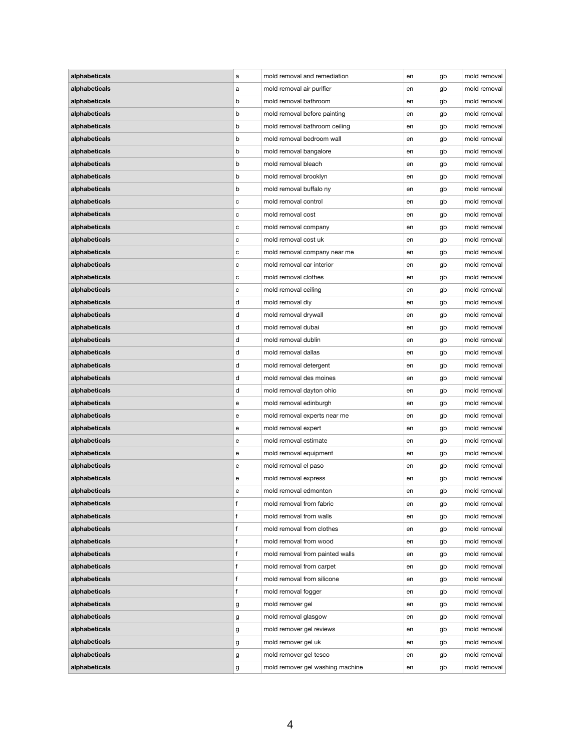| | | | | | |
|---|---|---|---|---|---|
| **alphabeticals** | a | mold removal and remediation | en | gb | mold removal |
| **alphabeticals** | a | mold removal air purifier | en | gb | mold removal |
| **alphabeticals** | b | mold removal bathroom | en | gb | mold removal |
| **alphabeticals** | b | mold removal before painting | en | gb | mold removal |
| **alphabeticals** | b | mold removal bathroom ceiling | en | gb | mold removal |
| **alphabeticals** | b | mold removal bedroom wall | en | gb | mold removal |
| **alphabeticals** | b | mold removal bangalore | en | gb | mold removal |
| **alphabeticals** | b | mold removal bleach | en | gb | mold removal |
| **alphabeticals** | b | mold removal brooklyn | en | gb | mold removal |
| **alphabeticals** | b | mold removal buffalo ny | en | gb | mold removal |
| **alphabeticals** | c | mold removal control | en | gb | mold removal |
| **alphabeticals** | c | mold removal cost | en | gb | mold removal |
| **alphabeticals** | c | mold removal company | en | gb | mold removal |
| **alphabeticals** | c | mold removal cost uk | en | gb | mold removal |
| **alphabeticals** | c | mold removal company near me | en | gb | mold removal |
| **alphabeticals** | c | mold removal car interior | en | gb | mold removal |
| **alphabeticals** | c | mold removal clothes | en | gb | mold removal |
| **alphabeticals** | c | mold removal ceiling | en | gb | mold removal |
| **alphabeticals** | d | mold removal diy | en | gb | mold removal |
| **alphabeticals** | d | mold removal drywall | en | gb | mold removal |
| **alphabeticals** | d | mold removal dubai | en | gb | mold removal |
| **alphabeticals** | d | mold removal dublin | en | gb | mold removal |
| **alphabeticals** | d | mold removal dallas | en | gb | mold removal |
| **alphabeticals** | d | mold removal detergent | en | gb | mold removal |
| **alphabeticals** | d | mold removal des moines | en | gb | mold removal |
| **alphabeticals** | d | mold removal dayton ohio | en | gb | mold removal |
| **alphabeticals** | e | mold removal edinburgh | en | gb | mold removal |
| **alphabeticals** | e | mold removal experts near me | en | gb | mold removal |
| **alphabeticals** | e | mold removal expert | en | gb | mold removal |
| **alphabeticals** | e | mold removal estimate | en | gb | mold removal |
| **alphabeticals** | e | mold removal equipment | en | gb | mold removal |
| **alphabeticals** | e | mold removal el paso | en | gb | mold removal |
| **alphabeticals** | e | mold removal express | en | gb | mold removal |
| **alphabeticals** | e | mold removal edmonton | en | gb | mold removal |
| **alphabeticals** | f | mold removal from fabric | en | gb | mold removal |
| **alphabeticals** | f | mold removal from walls | en | gb | mold removal |
| **alphabeticals** | f | mold removal from clothes | en | gb | mold removal |
| **alphabeticals** | f | mold removal from wood | en | gb | mold removal |
| **alphabeticals** | f | mold removal from painted walls | en | gb | mold removal |
| **alphabeticals** | f | mold removal from carpet | en | gb | mold removal |
| **alphabeticals** | f | mold removal from silicone | en | gb | mold removal |
| **alphabeticals** | f | mold removal fogger | en | gb | mold removal |
| **alphabeticals** | g | mold remover gel | en | gb | mold removal |
| **alphabeticals** | g | mold removal glasgow | en | gb | mold removal |
| **alphabeticals** | g | mold remover gel reviews | en | gb | mold removal |
| **alphabeticals** | g | mold remover gel uk | en | gb | mold removal |
| **alphabeticals** | g | mold remover gel tesco | en | gb | mold removal |
| **alphabeticals** | g | mold remover gel washing machine | en | gb | mold removal |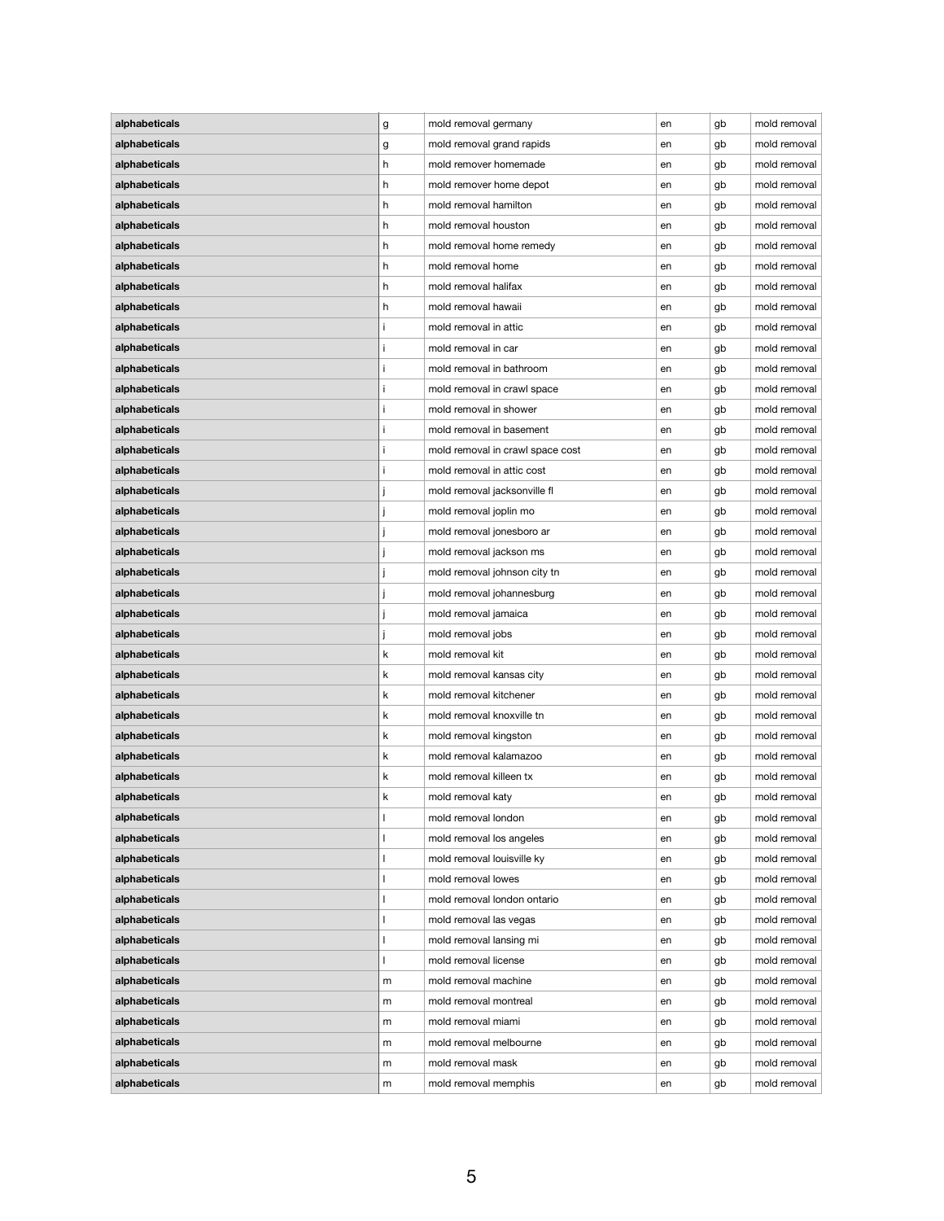| | | | | | |
|---|---|---|---|---|---|
| **alphabeticals** | g | mold removal germany | en | gb | mold removal |
| **alphabeticals** | g | mold removal grand rapids | en | gb | mold removal |
| **alphabeticals** | h | mold remover homemade | en | gb | mold removal |
| **alphabeticals** | h | mold remover home depot | en | gb | mold removal |
| **alphabeticals** | h | mold removal hamilton | en | gb | mold removal |
| **alphabeticals** | h | mold removal houston | en | gb | mold removal |
| **alphabeticals** | h | mold removal home remedy | en | gb | mold removal |
| **alphabeticals** | h | mold removal home | en | gb | mold removal |
| **alphabeticals** | h | mold removal halifax | en | gb | mold removal |
| **alphabeticals** | h | mold removal hawaii | en | gb | mold removal |
| **alphabeticals** | i | mold removal in attic | en | gb | mold removal |
| **alphabeticals** | i | mold removal in car | en | gb | mold removal |
| **alphabeticals** | i | mold removal in bathroom | en | gb | mold removal |
| **alphabeticals** | i | mold removal in crawl space | en | gb | mold removal |
| **alphabeticals** | i | mold removal in shower | en | gb | mold removal |
| **alphabeticals** | i | mold removal in basement | en | gb | mold removal |
| **alphabeticals** | i | mold removal in crawl space cost | en | gb | mold removal |
| **alphabeticals** | i | mold removal in attic cost | en | gb | mold removal |
| **alphabeticals** | j | mold removal jacksonville fl | en | gb | mold removal |
| **alphabeticals** | j | mold removal joplin mo | en | gb | mold removal |
| **alphabeticals** | j | mold removal jonesboro ar | en | gb | mold removal |
| **alphabeticals** | j | mold removal jackson ms | en | gb | mold removal |
| **alphabeticals** | j | mold removal johnson city tn | en | gb | mold removal |
| **alphabeticals** | j | mold removal johannesburg | en | gb | mold removal |
| **alphabeticals** | j | mold removal jamaica | en | gb | mold removal |
| **alphabeticals** | j | mold removal jobs | en | gb | mold removal |
| **alphabeticals** | k | mold removal kit | en | gb | mold removal |
| **alphabeticals** | k | mold removal kansas city | en | gb | mold removal |
| **alphabeticals** | k | mold removal kitchener | en | gb | mold removal |
| **alphabeticals** | k | mold removal knoxville tn | en | gb | mold removal |
| **alphabeticals** | k | mold removal kingston | en | gb | mold removal |
| **alphabeticals** | k | mold removal kalamazoo | en | gb | mold removal |
| **alphabeticals** | k | mold removal killeen tx | en | gb | mold removal |
| **alphabeticals** | k | mold removal katy | en | gb | mold removal |
| **alphabeticals** | l | mold removal london | en | gb | mold removal |
| **alphabeticals** | l | mold removal los angeles | en | gb | mold removal |
| **alphabeticals** | l | mold removal louisville ky | en | gb | mold removal |
| **alphabeticals** | l | mold removal lowes | en | gb | mold removal |
| **alphabeticals** | l | mold removal london ontario | en | gb | mold removal |
| **alphabeticals** | l | mold removal las vegas | en | gb | mold removal |
| **alphabeticals** | l | mold removal lansing mi | en | gb | mold removal |
| **alphabeticals** | l | mold removal license | en | gb | mold removal |
| **alphabeticals** | m | mold removal machine | en | gb | mold removal |
| **alphabeticals** | m | mold removal montreal | en | gb | mold removal |
| **alphabeticals** | m | mold removal miami | en | gb | mold removal |
| **alphabeticals** | m | mold removal melbourne | en | gb | mold removal |
| **alphabeticals** | m | mold removal mask | en | gb | mold removal |
| **alphabeticals** | m | mold removal memphis | en | gb | mold removal |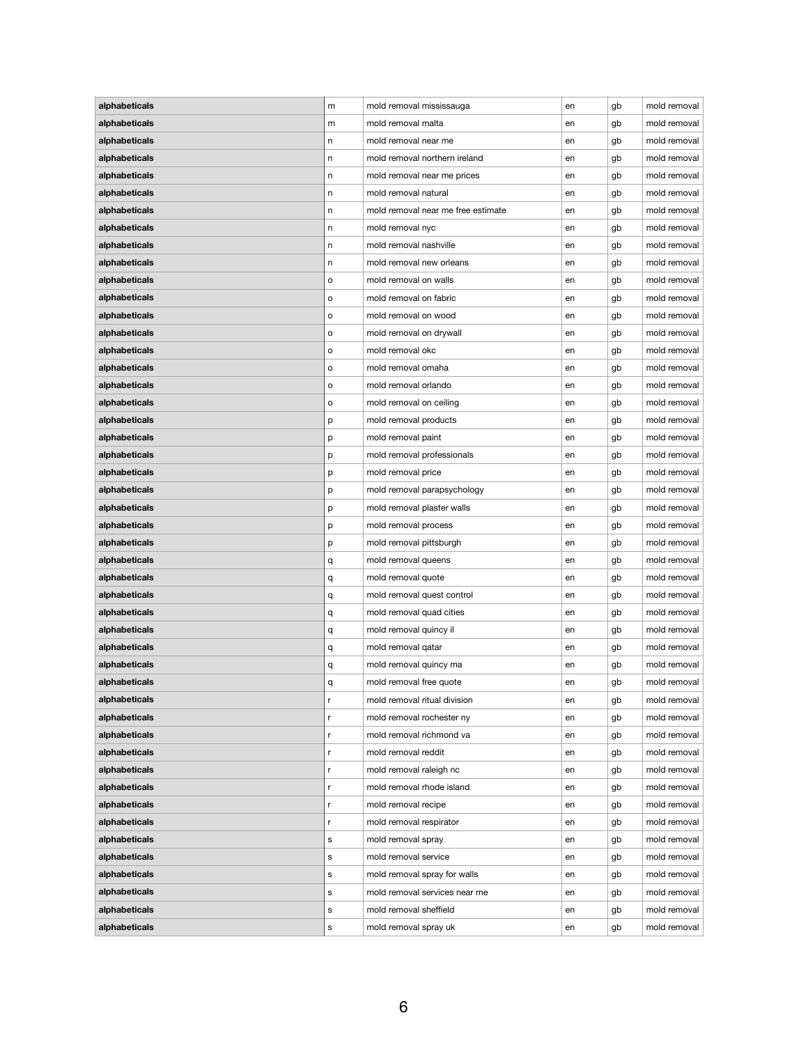| alphabeticals | m | mold removal mississauga | en | gb | mold removal |
|---|---|---|---|---|---|
| alphabeticals | m | mold removal malta | en | gb | mold removal |
| alphabeticals | n | mold removal near me | en | gb | mold removal |
| alphabeticals | n | mold removal northern ireland | en | gb | mold removal |
| alphabeticals | n | mold removal near me prices | en | gb | mold removal |
| alphabeticals | n | mold removal natural | en | gb | mold removal |
| alphabeticals | n | mold removal near me free estimate | en | gb | mold removal |
| alphabeticals | n | mold removal nyc | en | gb | mold removal |
| alphabeticals | n | mold removal nashville | en | gb | mold removal |
| alphabeticals | n | mold removal new orleans | en | gb | mold removal |
| alphabeticals | o | mold removal on walls | en | gb | mold removal |
| alphabeticals | o | mold removal on fabric | en | gb | mold removal |
| alphabeticals | o | mold removal on wood | en | gb | mold removal |
| alphabeticals | o | mold removal on drywall | en | gb | mold removal |
| alphabeticals | o | mold removal okc | en | gb | mold removal |
| alphabeticals | o | mold removal omaha | en | gb | mold removal |
| alphabeticals | o | mold removal orlando | en | gb | mold removal |
| alphabeticals | o | mold removal on ceiling | en | gb | mold removal |
| alphabeticals | p | mold removal products | en | gb | mold removal |
| alphabeticals | p | mold removal paint | en | gb | mold removal |
| alphabeticals | p | mold removal professionals | en | gb | mold removal |
| alphabeticals | p | mold removal price | en | gb | mold removal |
| alphabeticals | p | mold removal parapsychology | en | gb | mold removal |
| alphabeticals | p | mold removal plaster walls | en | gb | mold removal |
| alphabeticals | p | mold removal process | en | gb | mold removal |
| alphabeticals | p | mold removal pittsburgh | en | gb | mold removal |
| alphabeticals | q | mold removal queens | en | gb | mold removal |
| alphabeticals | q | mold removal quote | en | gb | mold removal |
| alphabeticals | q | mold removal quest control | en | gb | mold removal |
| alphabeticals | q | mold removal quad cities | en | gb | mold removal |
| alphabeticals | q | mold removal quincy il | en | gb | mold removal |
| alphabeticals | q | mold removal qatar | en | gb | mold removal |
| alphabeticals | q | mold removal quincy ma | en | gb | mold removal |
| alphabeticals | q | mold removal free quote | en | gb | mold removal |
| alphabeticals | r | mold removal ritual division | en | gb | mold removal |
| alphabeticals | r | mold removal rochester ny | en | gb | mold removal |
| alphabeticals | r | mold removal richmond va | en | gb | mold removal |
| alphabeticals | r | mold removal reddit | en | gb | mold removal |
| alphabeticals | r | mold removal raleigh nc | en | gb | mold removal |
| alphabeticals | r | mold removal rhode island | en | gb | mold removal |
| alphabeticals | r | mold removal recipe | en | gb | mold removal |
| alphabeticals | r | mold removal respirator | en | gb | mold removal |
| alphabeticals | s | mold removal spray | en | gb | mold removal |
| alphabeticals | s | mold removal service | en | gb | mold removal |
| alphabeticals | s | mold removal spray for walls | en | gb | mold removal |
| alphabeticals | s | mold removal services near me | en | gb | mold removal |
| alphabeticals | s | mold removal sheffield | en | gb | mold removal |
| alphabeticals | s | mold removal spray uk | en | gb | mold removal |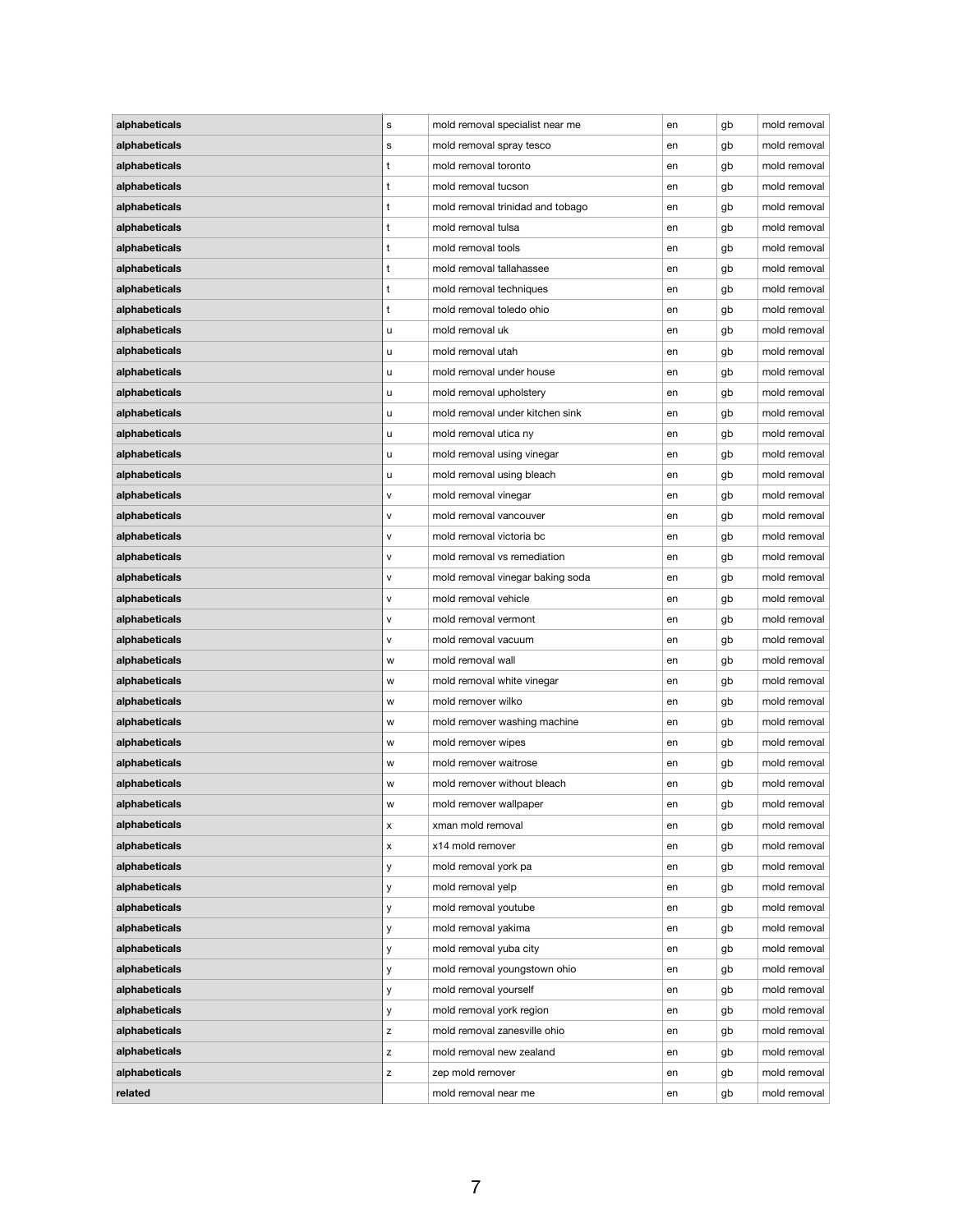| | | | | | |
|---|---|---|---|---|---|
| **alphabeticals** | s | mold removal specialist near me | en | gb | mold removal |
| **alphabeticals** | s | mold removal spray tesco | en | gb | mold removal |
| **alphabeticals** | t | mold removal toronto | en | gb | mold removal |
| **alphabeticals** | t | mold removal tucson | en | gb | mold removal |
| **alphabeticals** | t | mold removal trinidad and tobago | en | gb | mold removal |
| **alphabeticals** | t | mold removal tulsa | en | gb | mold removal |
| **alphabeticals** | t | mold removal tools | en | gb | mold removal |
| **alphabeticals** | t | mold removal tallahassee | en | gb | mold removal |
| **alphabeticals** | t | mold removal techniques | en | gb | mold removal |
| **alphabeticals** | t | mold removal toledo ohio | en | gb | mold removal |
| **alphabeticals** | u | mold removal uk | en | gb | mold removal |
| **alphabeticals** | u | mold removal utah | en | gb | mold removal |
| **alphabeticals** | u | mold removal under house | en | gb | mold removal |
| **alphabeticals** | u | mold removal upholstery | en | gb | mold removal |
| **alphabeticals** | u | mold removal under kitchen sink | en | gb | mold removal |
| **alphabeticals** | u | mold removal utica ny | en | gb | mold removal |
| **alphabeticals** | u | mold removal using vinegar | en | gb | mold removal |
| **alphabeticals** | u | mold removal using bleach | en | gb | mold removal |
| **alphabeticals** | v | mold removal vinegar | en | gb | mold removal |
| **alphabeticals** | v | mold removal vancouver | en | gb | mold removal |
| **alphabeticals** | v | mold removal victoria bc | en | gb | mold removal |
| **alphabeticals** | v | mold removal vs remediation | en | gb | mold removal |
| **alphabeticals** | v | mold removal vinegar baking soda | en | gb | mold removal |
| **alphabeticals** | v | mold removal vehicle | en | gb | mold removal |
| **alphabeticals** | v | mold removal vermont | en | gb | mold removal |
| **alphabeticals** | v | mold removal vacuum | en | gb | mold removal |
| **alphabeticals** | w | mold removal wall | en | gb | mold removal |
| **alphabeticals** | w | mold removal white vinegar | en | gb | mold removal |
| **alphabeticals** | w | mold remover wilko | en | gb | mold removal |
| **alphabeticals** | w | mold remover washing machine | en | gb | mold removal |
| **alphabeticals** | w | mold remover wipes | en | gb | mold removal |
| **alphabeticals** | w | mold remover waitrose | en | gb | mold removal |
| **alphabeticals** | w | mold remover without bleach | en | gb | mold removal |
| **alphabeticals** | w | mold remover wallpaper | en | gb | mold removal |
| **alphabeticals** | x | xman mold removal | en | gb | mold removal |
| **alphabeticals** | x | x14 mold remover | en | gb | mold removal |
| **alphabeticals** | y | mold removal york pa | en | gb | mold removal |
| **alphabeticals** | y | mold removal yelp | en | gb | mold removal |
| **alphabeticals** | y | mold removal youtube | en | gb | mold removal |
| **alphabeticals** | y | mold removal yakima | en | gb | mold removal |
| **alphabeticals** | y | mold removal yuba city | en | gb | mold removal |
| **alphabeticals** | y | mold removal youngstown ohio | en | gb | mold removal |
| **alphabeticals** | y | mold removal yourself | en | gb | mold removal |
| **alphabeticals** | y | mold removal york region | en | gb | mold removal |
| **alphabeticals** | z | mold removal zanesville ohio | en | gb | mold removal |
| **alphabeticals** | z | mold removal new zealand | en | gb | mold removal |
| **alphabeticals** | z | zep mold remover | en | gb | mold removal |
| **related** | | mold removal near me | en | gb | mold removal |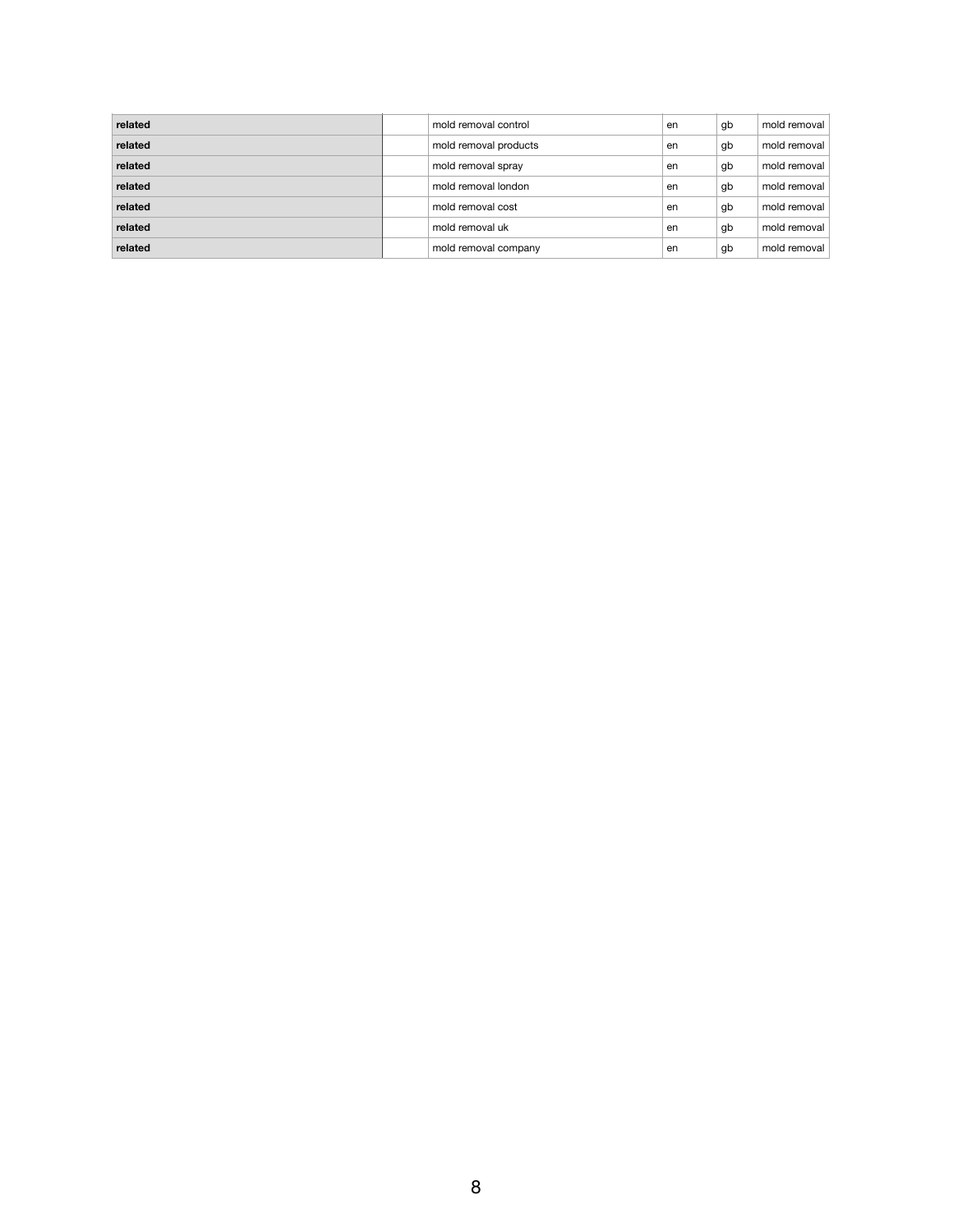| | | | | | |
|---|---|---|---|---|---|
| **related** | | mold removal control | en | gb | mold removal |
| **related** | | mold removal products | en | gb | mold removal |
| **related** | | mold removal spray | en | gb | mold removal |
| **related** | | mold removal london | en | gb | mold removal |
| **related** | | mold removal cost | en | gb | mold removal |
| **related** | | mold removal uk | en | gb | mold removal |
| **related** | | mold removal company | en | gb | mold removal |